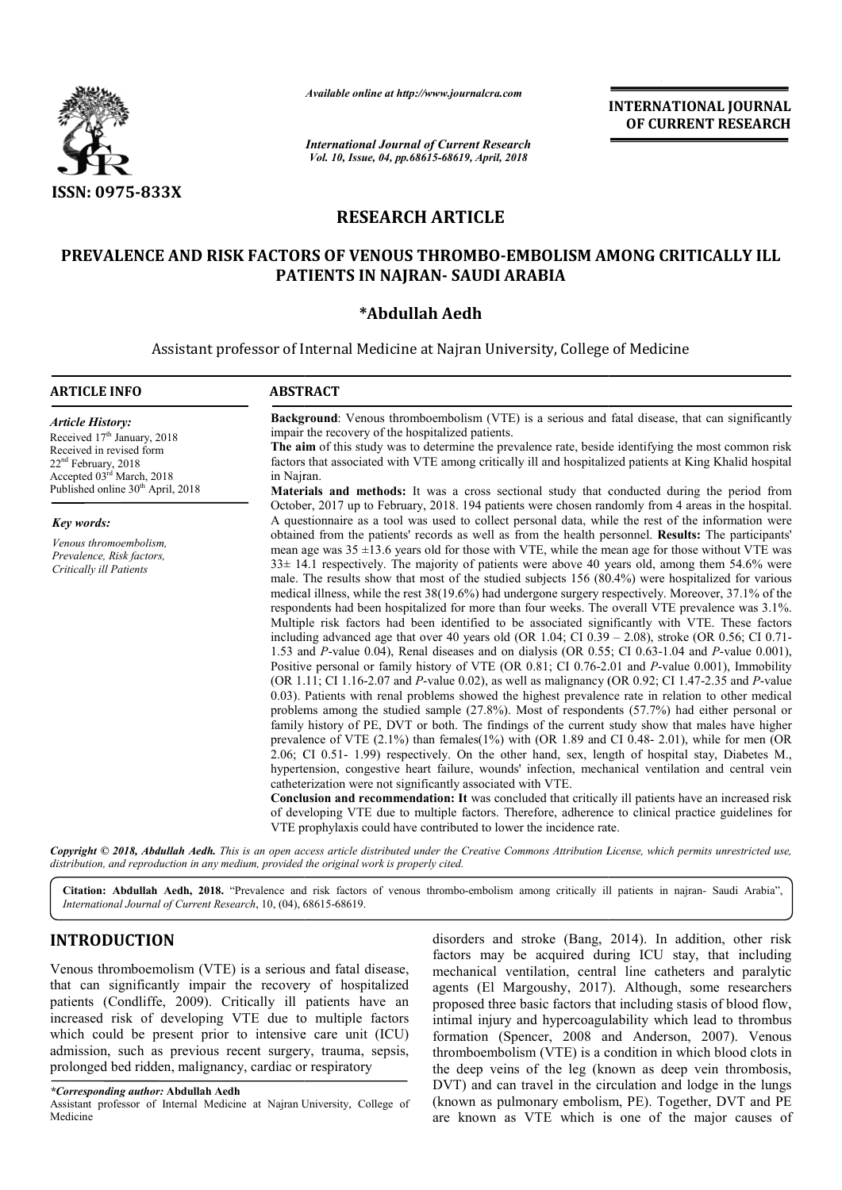ISSN: 0975-833X

*Available online at http://www.journalcra.com*

*International Journal of Current Research*
*Vol. 10, Issue, 04, pp.68615-68619, April, 2018*

**INTERNATIONAL JOURNAL OF CURRENT RESEARCH**

# RESEARCH ARTICLE

# PREVALENCE AND RISK FACTORS OF VENOUS THROMBO-EMBOLISM AMONG CRITICALLY ILL PATIENTS IN NAJRAN- SAUDI ARABIA

**\*Abdullah Aedh**

Assistant professor of Internal Medicine at Najran University, College of Medicine

## ARTICLE INFO

*Article History:*

Received 17th January, 2018
Received in revised form
22nd February, 2018
Accepted 03rd March, 2018
Published online 30th April, 2018

*Key words:*

*Venous thromoembolism, Prevalence, Risk factors, Critically ill Patients*

## ABSTRACT

**Background**: Venous thromboembolism (VTE) is a serious and fatal disease, that can significantly impair the recovery of the hospitalized patients.

**The aim** of this study was to determine the prevalence rate, beside identifying the most common risk factors that associated with VTE among critically ill and hospitalized patients at King Khalid hospital in Najran.

**Materials and methods:** It was a cross sectional study that conducted during the period from October, 2017 up to February, 2018. 194 patients were chosen randomly from 4 areas in the hospital. A questionnaire as a tool was used to collect personal data, while the rest of the information were obtained from the patients' records as well as from the health personnel. **Results:** The participants' mean age was 35 ±13.6 years old for those with VTE, while the mean age for those without VTE was 33± 14.1 respectively. The majority of patients were above 40 years old, among them 54.6% were male. The results show that most of the studied subjects 156 (80.4%) were hospitalized for various medical illness, while the rest 38(19.6%) had undergone surgery respectively. Moreover, 37.1% of the respondents had been hospitalized for more than four weeks. The overall VTE prevalence was 3.1%. Multiple risk factors had been identified to be associated significantly with VTE. These factors including advanced age that over 40 years old (OR 1.04; CI 0.39 – 2.08), stroke (OR 0.56; CI 0.71-1.53 and *P*-value 0.04), Renal diseases and on dialysis (OR 0.55; CI 0.63-1.04 and *P*-value 0.001), Positive personal or family history of VTE (OR 0.81; CI 0.76-2.01 and *P*-value 0.001), Immobility (OR 1.11; CI 1.16-2.07 and *P*-value 0.02), as well as malignancy (OR 0.92; CI 1.47-2.35 and *P*-value 0.03). Patients with renal problems showed the highest prevalence rate in relation to other medical problems among the studied sample (27.8%). Most of respondents (57.7%) had either personal or family history of PE, DVT or both. The findings of the current study show that males have higher prevalence of VTE (2.1%) than females(1%) with (OR 1.89 and CI 0.48- 2.01), while for men (OR 2.06; CI 0.51- 1.99) respectively. On the other hand, sex, length of hospital stay, Diabetes M., hypertension, congestive heart failure, wounds' infection, mechanical ventilation and central vein catheterization were not significantly associated with VTE.

**Conclusion and recommendation: It** was concluded that critically ill patients have an increased risk of developing VTE due to multiple factors. Therefore, adherence to clinical practice guidelines for VTE prophylaxis could have contributed to lower the incidence rate.

*Copyright © 2018, Abdullah Aedh. This is an open access article distributed under the Creative Commons Attribution License, which permits unrestricted use, distribution, and reproduction in any medium, provided the original work is properly cited.*

**Citation: Abdullah Aedh, 2018.** "Prevalence and risk factors of venous thrombo-embolism among critically ill patients in najran- Saudi Arabia", *International Journal of Current Research*, 10, (04), 68615-68619.

## INTRODUCTION

Venous thromboemolism (VTE) is a serious and fatal disease, that can significantly impair the recovery of hospitalized patients (Condliffe, 2009). Critically ill patients have an increased risk of developing VTE due to multiple factors which could be present prior to intensive care unit (ICU) admission, such as previous recent surgery, trauma, sepsis, prolonged bed ridden, malignancy, cardiac or respiratory disorders and stroke (Bang, 2014). In addition, other risk factors may be acquired during ICU stay, that including mechanical ventilation, central line catheters and paralytic agents (El Margoushy, 2017). Although, some researchers proposed three basic factors that including stasis of blood flow, intimal injury and hypercoagulability which lead to thrombus formation (Spencer, 2008 and Anderson, 2007). Venous thromboembolism (VTE) is a condition in which blood clots in the deep veins of the leg (known as deep vein thrombosis, DVT) and can travel in the circulation and lodge in the lungs (known as pulmonary embolism, PE). Together, DVT and PE are known as VTE which is one of the major causes of

*\*Corresponding author:* **Abdullah Aedh**
Assistant professor of Internal Medicine at Najran University, College of Medicine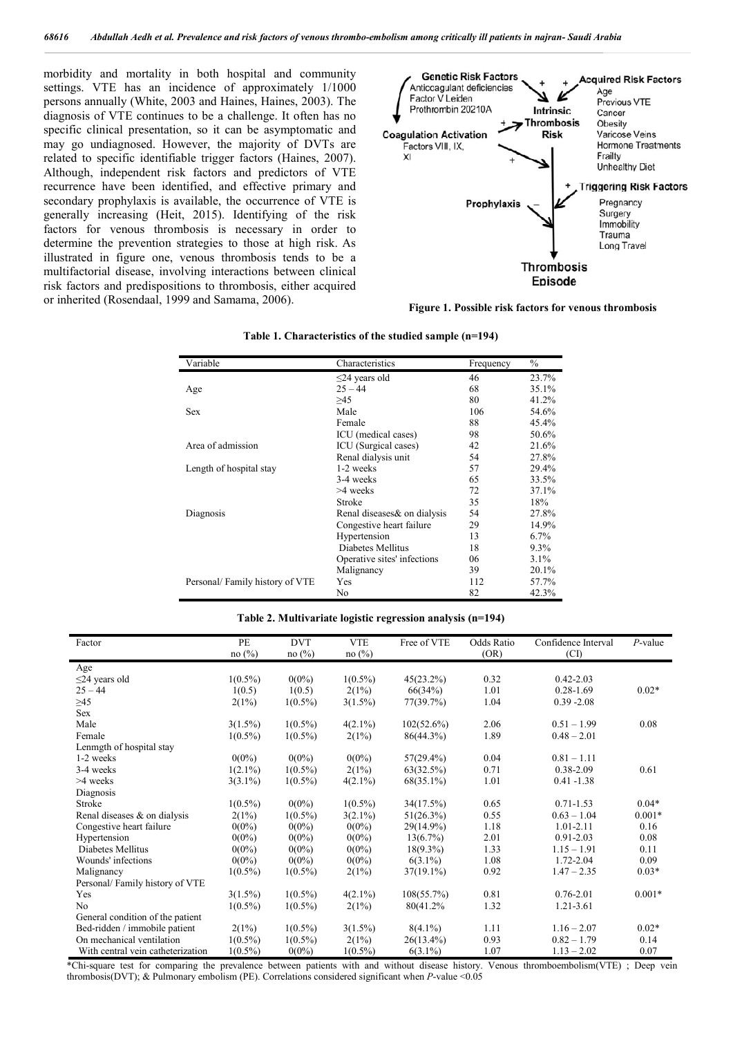morbidity and mortality in both hospital and community settings. VTE has an incidence of approximately 1/1000 persons annually (White, 2003 and Haines, Haines, 2003). The diagnosis of VTE continues to be a challenge. It often has no specific clinical presentation, so it can be asymptomatic and may go undiagnosed. However, the majority of DVTs are related to specific identifiable trigger factors (Haines, 2007). Although, independent risk factors and predictors of VTE recurrence have been identified, and effective primary and secondary prophylaxis is available, the occurrence of VTE is generally increasing (Heit, 2015). Identifying of the risk factors for venous thrombosis is necessary in order to determine the prevention strategies to those at high risk. As illustrated in figure one, venous thrombosis tends to be a multifactorial disease, involving interactions between clinical risk factors and predispositions to thrombosis, either acquired or inherited (Rosendaal, 1999 and Samama, 2006).

**Figure 1. Possible risk factors for venous thrombosis**

**Table 1. Characteristics of the studied sample (n=194)**

| Variable | Characteristics | Frequency | % |
|---|---|---|---|
| Age | ≤24 years old | 46 | 23.7% |
| | 25 – 44 | 68 | 35.1% |
| | ≥45 | 80 | 41.2% |
| Sex | Male | 106 | 54.6% |
| | Female | 88 | 45.4% |
| Area of admission | ICU (medical cases) | 98 | 50.6% |
| | ICU (Surgical cases) | 42 | 21.6% |
| | Renal dialysis unit | 54 | 27.8% |
| Length of hospital stay | 1-2 weeks | 57 | 29.4% |
| | 3-4 weeks | 65 | 33.5% |
| | >4 weeks | 72 | 37.1% |
| Diagnosis | Stroke | 35 | 18% |
| | Renal diseases& on dialysis | 54 | 27.8% |
| | Congestive heart failure | 29 | 14.9% |
| | Hypertension | 13 | 6.7% |
| | Diabetes Mellitus | 18 | 9.3% |
| | Operative sites' infections | 06 | 3.1% |
| | Malignancy | 39 | 20.1% |
| Personal/ Family history of VTE | Yes | 112 | 57.7% |
| | No | 82 | 42.3% |

**Table 2. Multivariate logistic regression analysis (n=194)**

| Factor | PE no (%) | DVT no (%) | VTE no (%) | Free of VTE | Odds Ratio (OR) | Confidence Interval (CI) | *P*-value |
|---|---|---|---|---|---|---|---|
| Age | | | | | | | |
| ≤24 years old | 1(0.5%) | 0(0%) | 1(0.5%) | 45(23.2%) | 0.32 | 0.42-2.03 | |
| 25 – 44 | 1(0.5) | 1(0.5) | 2(1%) | 66(34%) | 1.01 | 0.28-1.69 | 0.02* |
| ≥45 | 2(1%) | 1(0.5%) | 3(1.5%) | 77(39.7%) | 1.04 | 0.39 -2.08 | |
| Sex | | | | | | | |
| Male | 3(1.5%) | 1(0.5%) | 4(2.1%) | 102(52.6%) | 2.06 | 0.51 – 1.99 | 0.08 |
| Female | 1(0.5%) | 1(0.5%) | 2(1%) | 86(44.3%) | 1.89 | 0.48 – 2.01 | |
| Lenmgth of hospital stay | | | | | | | |
| 1-2 weeks | 0(0%) | 0(0%) | 0(0%) | 57(29.4%) | 0.04 | 0.81 – 1.11 | |
| 3-4 weeks | 1(2.1%) | 1(0.5%) | 2(1%) | 63(32.5%) | 0.71 | 0.38-2.09 | 0.61 |
| >4 weeks | 3(3.1%) | 1(0.5%) | 4(2.1%) | 68(35.1%) | 1.01 | 0.41 -1.38 | |
| Diagnosis | | | | | | | |
| Stroke | 1(0.5%) | 0(0%) | 1(0.5%) | 34(17.5%) | 0.65 | 0.71-1.53 | 0.04* |
| Renal diseases & on dialysis | 2(1%) | 1(0.5%) | 3(2.1%) | 51(26.3%) | 0.55 | 0.63 – 1.04 | 0.001* |
| Congestive heart failure | 0(0%) | 0(0%) | 0(0%) | 29(14.9%) | 1.18 | 1.01-2.11 | 0.16 |
| Hypertension | 0(0%) | 0(0%) | 0(0%) | 13(6.7%) | 2.01 | 0.91-2.03 | 0.08 |
| Diabetes Mellitus | 0(0%) | 0(0%) | 0(0%) | 18(9.3%) | 1.33 | 1.15 – 1.91 | 0.11 |
| Wounds' infections | 0(0%) | 0(0%) | 0(0%) | 6(3.1%) | 1.08 | 1.72-2.04 | 0.09 |
| Malignancy | 1(0.5%) | 1(0.5%) | 2(1%) | 37(19.1%) | 0.92 | 1.47 – 2.35 | 0.03* |
| Personal/ Family history of VTE | | | | | | | |
| Yes | 3(1.5%) | 1(0.5%) | 4(2.1%) | 108(55.7%) | 0.81 | 0.76-2.01 | 0.001* |
| No | 1(0.5%) | 1(0.5%) | 2(1%) | 80(41.2% | 1.32 | 1.21-3.61 | |
| General condition of the patient | | | | | | | |
| Bed-ridden / immobile patient | 2(1%) | 1(0.5%) | 3(1.5%) | 8(4.1%) | 1.11 | 1.16 – 2.07 | 0.02* |
| On mechanical ventilation | 1(0.5%) | 1(0.5%) | 2(1%) | 26(13.4%) | 0.93 | 0.82 – 1.79 | 0.14 |
| With central vein catheterization | 1(0.5%) | 0(0%) | 1(0.5%) | 6(3.1%) | 1.07 | 1.13 – 2.02 | 0.07 |

*Chi-square test for comparing the prevalence between patients with and without disease history. Venous thromboembolism(VTE) ; Deep vein thrombosis(DVT); & Pulmonary embolism (PE). Correlations considered significant when *P*-value <0.05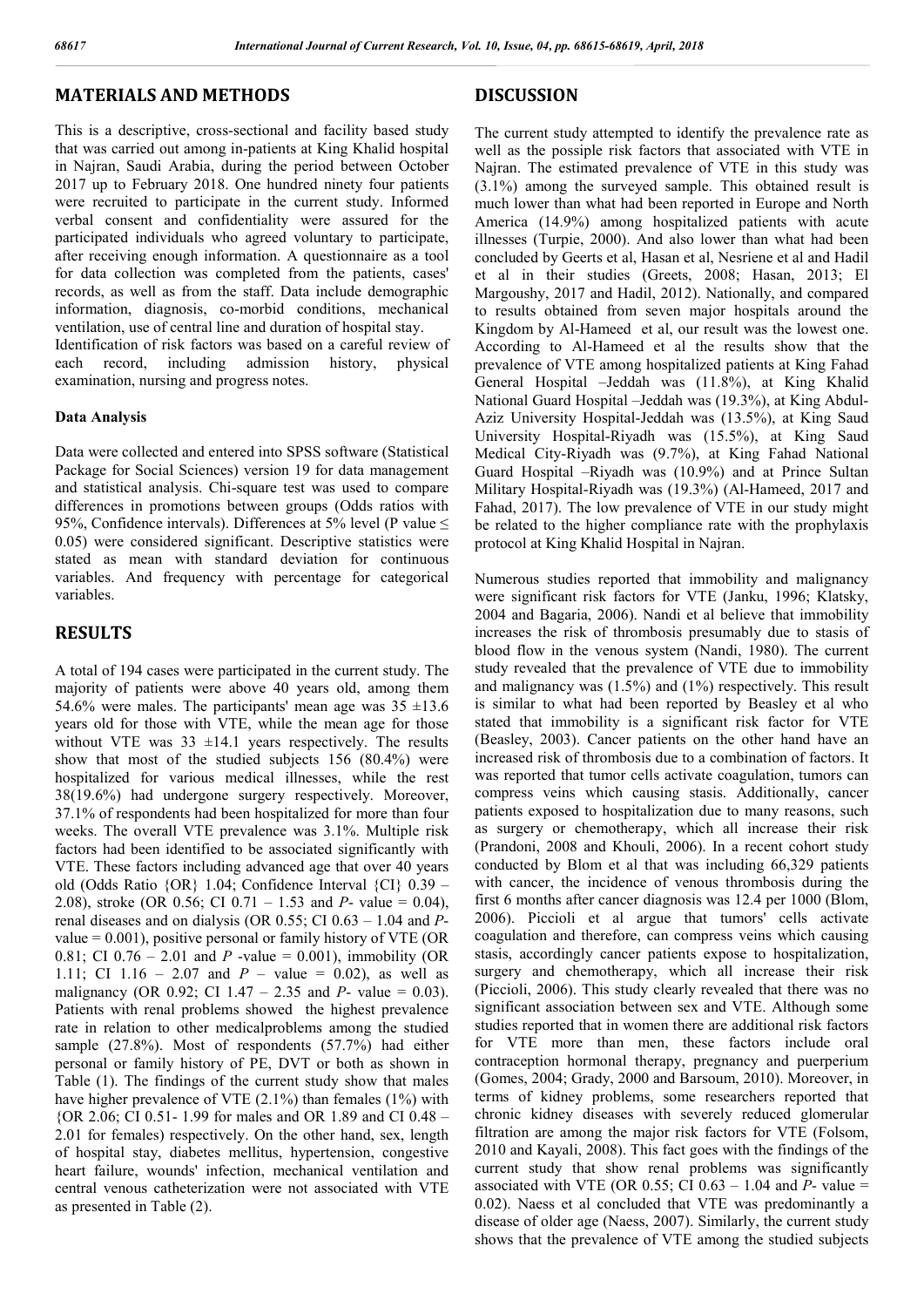## MATERIALS AND METHODS

This is a descriptive, cross-sectional and facility based study that was carried out among in-patients at King Khalid hospital in Najran, Saudi Arabia, during the period between October 2017 up to February 2018. One hundred ninety four patients were recruited to participate in the current study. Informed verbal consent and confidentiality were assured for the participated individuals who agreed voluntary to participate, after receiving enough information. A questionnaire as a tool for data collection was completed from the patients, cases' records, as well as from the staff. Data include demographic information, diagnosis, co-morbid conditions, mechanical ventilation, use of central line and duration of hospital stay. Identification of risk factors was based on a careful review of each record, including admission history, physical examination, nursing and progress notes.

### Data Analysis

Data were collected and entered into SPSS software (Statistical Package for Social Sciences) version 19 for data management and statistical analysis. Chi-square test was used to compare differences in promotions between groups (Odds ratios with 95%, Confidence intervals). Differences at 5% level (P value ≤ 0.05) were considered significant. Descriptive statistics were stated as mean with standard deviation for continuous variables. And frequency with percentage for categorical variables.

## RESULTS

A total of 194 cases were participated in the current study. The majority of patients were above 40 years old, among them 54.6% were males. The participants' mean age was 35 ±13.6 years old for those with VTE, while the mean age for those without VTE was 33 ±14.1 years respectively. The results show that most of the studied subjects 156 (80.4%) were hospitalized for various medical illnesses, while the rest 38(19.6%) had undergone surgery respectively. Moreover, 37.1% of respondents had been hospitalized for more than four weeks. The overall VTE prevalence was 3.1%. Multiple risk factors had been identified to be associated significantly with VTE. These factors including advanced age that over 40 years old (Odds Ratio {OR} 1.04; Confidence Interval {CI} 0.39 – 2.08), stroke (OR 0.56; CI 0.71 – 1.53 and *P*- value = 0.04), renal diseases and on dialysis (OR 0.55; CI 0.63 – 1.04 and *P*-value = 0.001), positive personal or family history of VTE (OR 0.81; CI 0.76 – 2.01 and *P* -value = 0.001), immobility (OR 1.11; CI 1.16 – 2.07 and *P* – value = 0.02), as well as malignancy (OR 0.92; CI 1.47 – 2.35 and *P*- value = 0.03). Patients with renal problems showed the highest prevalence rate in relation to other medicalproblems among the studied sample (27.8%). Most of respondents (57.7%) had either personal or family history of PE, DVT or both as shown in Table (1). The findings of the current study show that males have higher prevalence of VTE (2.1%) than females (1%) with {OR 2.06; CI 0.51- 1.99 for males and OR 1.89 and CI 0.48 – 2.01 for females) respectively. On the other hand, sex, length of hospital stay, diabetes mellitus, hypertension, congestive heart failure, wounds' infection, mechanical ventilation and central venous catheterization were not associated with VTE as presented in Table (2).

## DISCUSSION

The current study attempted to identify the prevalence rate as well as the possible risk factors that associated with VTE in Najran. The estimated prevalence of VTE in this study was (3.1%) among the surveyed sample. This obtained result is much lower than what had been reported in Europe and North America (14.9%) among hospitalized patients with acute illnesses (Turpie, 2000). And also lower than what had been concluded by Geerts et al, Hasan et al, Nesriene et al and Hadil et al in their studies (Greets, 2008; Hasan, 2013; El Margoushy, 2017 and Hadil, 2012). Nationally, and compared to results obtained from seven major hospitals around the Kingdom by Al-Hameed et al, our result was the lowest one. According to Al-Hameed et al the results show that the prevalence of VTE among hospitalized patients at King Fahad General Hospital –Jeddah was (11.8%), at King Khalid National Guard Hospital –Jeddah was (19.3%), at King Abdul-Aziz University Hospital-Jeddah was (13.5%), at King Saud University Hospital-Riyadh was (15.5%), at King Saud Medical City-Riyadh was (9.7%), at King Fahad National Guard Hospital –Riyadh was (10.9%) and at Prince Sultan Military Hospital-Riyadh was (19.3%) (Al-Hameed, 2017 and Fahad, 2017). The low prevalence of VTE in our study might be related to the higher compliance rate with the prophylaxis protocol at King Khalid Hospital in Najran.

Numerous studies reported that immobility and malignancy were significant risk factors for VTE (Janku, 1996; Klatsky, 2004 and Bagaria, 2006). Nandi et al believe that immobility increases the risk of thrombosis presumably due to stasis of blood flow in the venous system (Nandi, 1980). The current study revealed that the prevalence of VTE due to immobility and malignancy was (1.5%) and (1%) respectively. This result is similar to what had been reported by Beasley et al who stated that immobility is a significant risk factor for VTE (Beasley, 2003). Cancer patients on the other hand have an increased risk of thrombosis due to a combination of factors. It was reported that tumor cells activate coagulation, tumors can compress veins which causing stasis. Additionally, cancer patients exposed to hospitalization due to many reasons, such as surgery or chemotherapy, which all increase their risk (Prandoni, 2008 and Khouli, 2006). In a recent cohort study conducted by Blom et al that was including 66,329 patients with cancer, the incidence of venous thrombosis during the first 6 months after cancer diagnosis was 12.4 per 1000 (Blom, 2006). Piccioli et al argue that tumors' cells activate coagulation and therefore, can compress veins which causing stasis, accordingly cancer patients expose to hospitalization, surgery and chemotherapy, which all increase their risk (Piccioli, 2006). This study clearly revealed that there was no significant association between sex and VTE. Although some studies reported that in women there are additional risk factors for VTE more than men, these factors include oral contraception hormonal therapy, pregnancy and puerperium (Gomes, 2004; Grady, 2000 and Barsoum, 2010). Moreover, in terms of kidney problems, some researchers reported that chronic kidney diseases with severely reduced glomerular filtration are among the major risk factors for VTE (Folsom, 2010 and Kayali, 2008). This fact goes with the findings of the current study that show renal problems was significantly associated with VTE (OR 0.55; CI 0.63 – 1.04 and *P*- value = 0.02). Naess et al concluded that VTE was predominantly a disease of older age (Naess, 2007). Similarly, the current study shows that the prevalence of VTE among the studied subjects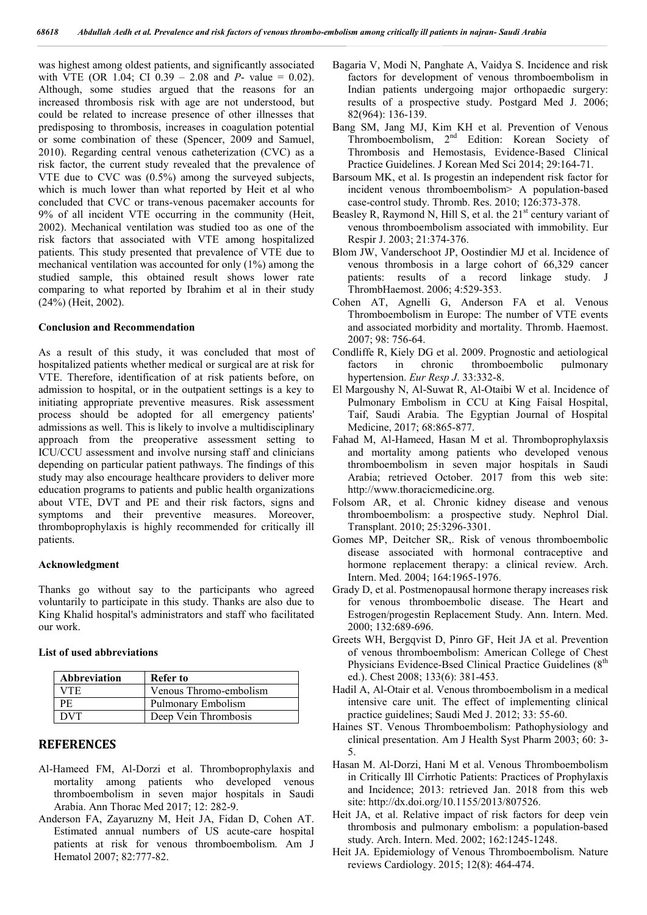was highest among oldest patients, and significantly associated with VTE (OR 1.04; CI 0.39 – 2.08 and *P*- value = 0.02). Although, some studies argued that the reasons for an increased thrombosis risk with age are not understood, but could be related to increase presence of other illnesses that predisposing to thrombosis, increases in coagulation potential or some combination of these (Spencer, 2009 and Samuel, 2010). Regarding central venous catheterization (CVC) as a risk factor, the current study revealed that the prevalence of VTE due to CVC was (0.5%) among the surveyed subjects, which is much lower than what reported by Heit et al who concluded that CVC or trans-venous pacemaker accounts for 9% of all incident VTE occurring in the community (Heit, 2002). Mechanical ventilation was studied too as one of the risk factors that associated with VTE among hospitalized patients. This study presented that prevalence of VTE due to mechanical ventilation was accounted for only (1%) among the studied sample, this obtained result shows lower rate comparing to what reported by Ibrahim et al in their study (24%) (Heit, 2002).

### Conclusion and Recommendation

As a result of this study, it was concluded that most of hospitalized patients whether medical or surgical are at risk for VTE. Therefore, identification of at risk patients before, on admission to hospital, or in the outpatient settings is a key to initiating appropriate preventive measures. Risk assessment process should be adopted for all emergency patients' admissions as well. This is likely to involve a multidisciplinary approach from the preoperative assessment setting to ICU/CCU assessment and involve nursing staff and clinicians depending on particular patient pathways. The findings of this study may also encourage healthcare providers to deliver more education programs to patients and public health organizations about VTE, DVT and PE and their risk factors, signs and symptoms and their preventive measures. Moreover, thromboprophylaxis is highly recommended for critically ill patients.

### Acknowledgment

Thanks go without say to the participants who agreed voluntarily to participate in this study. Thanks are also due to King Khalid hospital's administrators and staff who facilitated our work.

### List of used abbreviations

| Abbreviation | Refer to |
|---|---|
| VTE | Venous Thromo-embolism |
| PE | Pulmonary Embolism |
| DVT | Deep Vein Thrombosis |

## REFERENCES

Al-Hameed FM, Al-Dorzi et al. Thromboprophylaxis and mortality among patients who developed venous thromboembolism in seven major hospitals in Saudi Arabia. Ann Thorac Med 2017; 12: 282-9.

Anderson FA, Zayaruzny M, Heit JA, Fidan D, Cohen AT. Estimated annual numbers of US acute-care hospital patients at risk for venous thromboembolism. Am J Hematol 2007; 82:777-82.

Bagaria V, Modi N, Panghate A, Vaidya S. Incidence and risk factors for development of venous thromboembolism in Indian patients undergoing major orthopaedic surgery: results of a prospective study. Postgard Med J. 2006; 82(964): 136-139.

Bang SM, Jang MJ, Kim KH et al. Prevention of Venous Thromboembolism, 2nd Edition: Korean Society of Thrombosis and Hemostasis, Evidence-Based Clinical Practice Guidelines. J Korean Med Sci 2014; 29:164-71.

Barsoum MK, et al. Is progestin an independent risk factor for incident venous thromboembolism> A population-based case-control study. Thromb. Res. 2010; 126:373-378.

Beasley R, Raymond N, Hill S, et al. the 21st century variant of venous thromboembolism associated with immobility. Eur Respir J. 2003; 21:374-376.

Blom JW, Vanderschoot JP, Oostindier MJ et al. Incidence of venous thrombosis in a large cohort of 66,329 cancer patients: results of a record linkage study. J ThrombHaemost. 2006; 4:529-353.

Cohen AT, Agnelli G, Anderson FA et al. Venous Thromboembolism in Europe: The number of VTE events and associated morbidity and mortality. Thromb. Haemost. 2007; 98: 756-64.

Condliffe R, Kiely DG et al. 2009. Prognostic and aetiological factors in chronic thromboembolic pulmonary hypertension. *Eur Resp J*. 33:332-8.

El Margoushy N, Al-Suwat R, Al-Otaibi W et al. Incidence of Pulmonary Embolism in CCU at King Faisal Hospital, Taif, Saudi Arabia. The Egyptian Journal of Hospital Medicine, 2017; 68:865-877.

Fahad M, Al-Hameed, Hasan M et al. Thromboprophylaxsis and mortality among patients who developed venous thromboembolism in seven major hospitals in Saudi Arabia; retrieved October. 2017 from this web site: http://www.thoracicmedicine.org.

Folsom AR, et al. Chronic kidney disease and venous thromboembolism: a prospective study. Nephrol Dial. Transplant. 2010; 25:3296-3301.

Gomes MP, Deitcher SR,. Risk of venous thromboembolic disease associated with hormonal contraceptive and hormone replacement therapy: a clinical review. Arch. Intern. Med. 2004; 164:1965-1976.

Grady D, et al. Postmenopausal hormone therapy increases risk for venous thromboembolic disease. The Heart and Estrogen/progestin Replacement Study. Ann. Intern. Med. 2000; 132:689-696.

Greets WH, Bergqvist D, Pinro GF, Heit JA et al. Prevention of venous thromboembolism: American College of Chest Physicians Evidence-Bsed Clinical Practice Guidelines (8th ed.). Chest 2008; 133(6): 381-453.

Hadil A, Al-Otair et al. Venous thromboembolism in a medical intensive care unit. The effect of implementing clinical practice guidelines; Saudi Med J. 2012; 33: 55-60.

Haines ST. Venous Thromboembolism: Pathophysiology and clinical presentation. Am J Health Syst Pharm 2003; 60: 3-5.

Hasan M. Al-Dorzi, Hani M et al. Venous Thromboembolism in Critically Ill Cirrhotic Patients: Practices of Prophylaxis and Incidence; 2013: retrieved Jan. 2018 from this web site: http://dx.doi.org/10.1155/2013/807526.

Heit JA, et al. Relative impact of risk factors for deep vein thrombosis and pulmonary embolism: a population-based study. Arch. Intern. Med. 2002; 162:1245-1248.

Heit JA. Epidemiology of Venous Thromboembolism. Nature reviews Cardiology. 2015; 12(8): 464-474.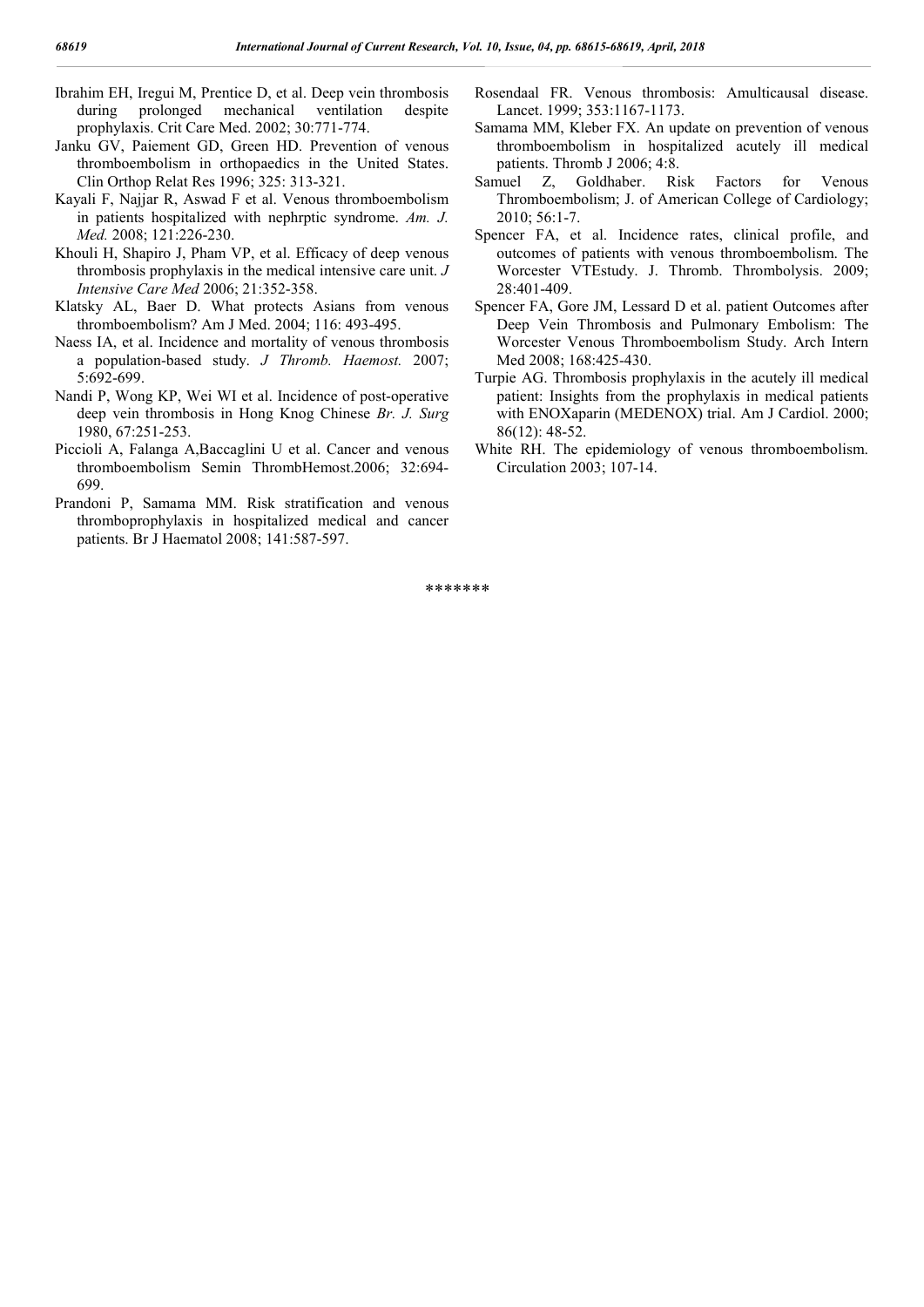Ibrahim EH, Iregui M, Prentice D, et al. Deep vein thrombosis during prolonged mechanical ventilation despite prophylaxis. Crit Care Med. 2002; 30:771-774.

Janku GV, Paiement GD, Green HD. Prevention of venous thromboembolism in orthopaedics in the United States. Clin Orthop Relat Res 1996; 325: 313-321.

Kayali F, Najjar R, Aswad F et al. Venous thromboembolism in patients hospitalized with nephrptic syndrome. *Am. J. Med.* 2008; 121:226-230.

Khouli H, Shapiro J, Pham VP, et al. Efficacy of deep venous thrombosis prophylaxis in the medical intensive care unit. *J Intensive Care Med* 2006; 21:352-358.

Klatsky AL, Baer D. What protects Asians from venous thromboembolism? Am J Med. 2004; 116: 493-495.

Naess IA, et al. Incidence and mortality of venous thrombosis a population-based study. *J Thromb. Haemost.* 2007; 5:692-699.

Nandi P, Wong KP, Wei WI et al. Incidence of post-operative deep vein thrombosis in Hong Knog Chinese *Br. J. Surg* 1980, 67:251-253.

Piccioli A, Falanga A,Baccaglini U et al. Cancer and venous thromboembolism Semin ThrombHemost.2006; 32:694-699.

Prandoni P, Samama MM. Risk stratification and venous thromboprophylaxis in hospitalized medical and cancer patients. Br J Haematol 2008; 141:587-597.

Rosendaal FR. Venous thrombosis: Amulticausal disease. Lancet. 1999; 353:1167-1173.

Samama MM, Kleber FX. An update on prevention of venous thromboembolism in hospitalized acutely ill medical patients. Thromb J 2006; 4:8.

Samuel Z, Goldhaber. Risk Factors for Venous Thromboembolism; J. of American College of Cardiology; 2010; 56:1-7.

Spencer FA, et al. Incidence rates, clinical profile, and outcomes of patients with venous thromboembolism. The Worcester VTEstudy. J. Thromb. Thrombolysis. 2009; 28:401-409.

Spencer FA, Gore JM, Lessard D et al. patient Outcomes after Deep Vein Thrombosis and Pulmonary Embolism: The Worcester Venous Thromboembolism Study. Arch Intern Med 2008; 168:425-430.

Turpie AG. Thrombosis prophylaxis in the acutely ill medical patient: Insights from the prophylaxis in medical patients with ENOXaparin (MEDENOX) trial. Am J Cardiol. 2000; 86(12): 48-52.

White RH. The epidemiology of venous thromboembolism. Circulation 2003; 107-14.

*******